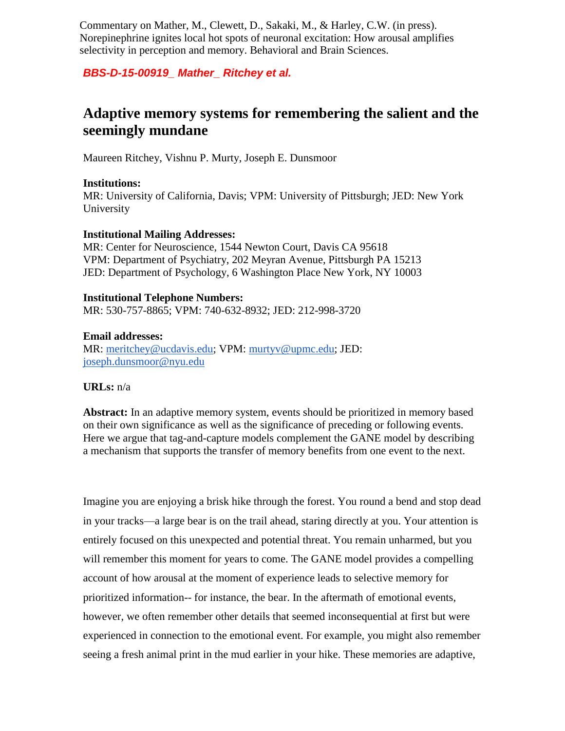Commentary on Mather, M., Clewett, D., Sakaki, M., & Harley, C.W. (in press). Norepinephrine ignites local hot spots of neuronal excitation: How arousal amplifies selectivity in perception and memory. Behavioral and Brain Sciences.

***BBS-D-15-00919_ Mather_ Ritchey et al.***

# Adaptive memory systems for remembering the salient and the seemingly mundane

Maureen Ritchey, Vishnu P. Murty, Joseph E. Dunsmoor

**Institutions:**
MR: University of California, Davis; VPM: University of Pittsburgh; JED: New York University

**Institutional Mailing Addresses:**
MR: Center for Neuroscience, 1544 Newton Court, Davis CA 95618
VPM: Department of Psychiatry, 202 Meyran Avenue, Pittsburgh PA 15213
JED: Department of Psychology, 6 Washington Place New York, NY 10003

**Institutional Telephone Numbers:**
MR: 530-757-8865; VPM: 740-632-8932; JED: 212-998-3720

**Email addresses:**
MR: meritchey@ucdavis.edu; VPM: murtyv@upmc.edu; JED: joseph.dunsmoor@nyu.edu

**URLs:** n/a

**Abstract:** In an adaptive memory system, events should be prioritized in memory based on their own significance as well as the significance of preceding or following events. Here we argue that tag-and-capture models complement the GANE model by describing a mechanism that supports the transfer of memory benefits from one event to the next.

Imagine you are enjoying a brisk hike through the forest. You round a bend and stop dead in your tracks—a large bear is on the trail ahead, staring directly at you. Your attention is entirely focused on this unexpected and potential threat. You remain unharmed, but you will remember this moment for years to come. The GANE model provides a compelling account of how arousal at the moment of experience leads to selective memory for prioritized information-- for instance, the bear. In the aftermath of emotional events, however, we often remember other details that seemed inconsequential at first but were experienced in connection to the emotional event. For example, you might also remember seeing a fresh animal print in the mud earlier in your hike. These memories are adaptive,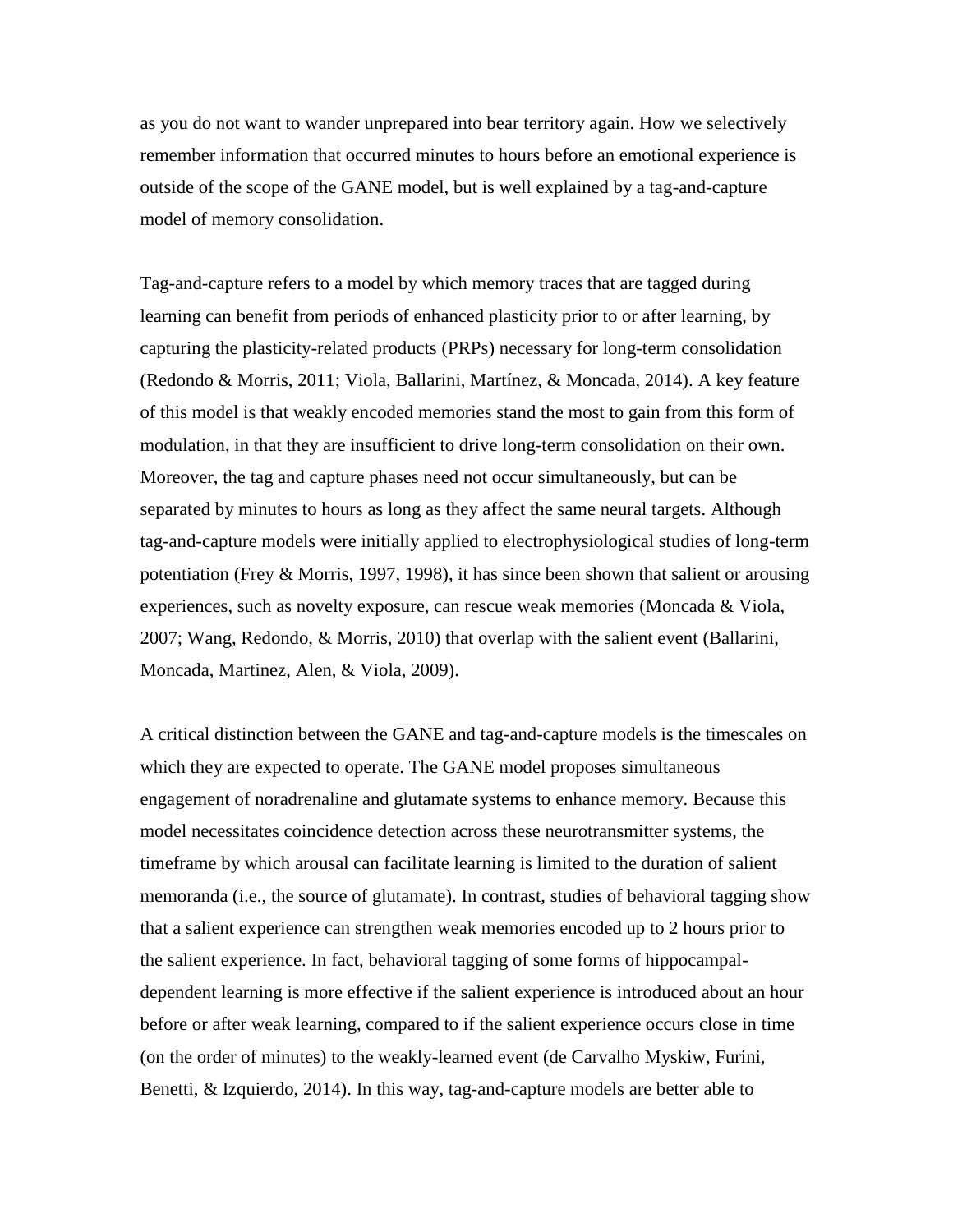as you do not want to wander unprepared into bear territory again. How we selectively remember information that occurred minutes to hours before an emotional experience is outside of the scope of the GANE model, but is well explained by a tag-and-capture model of memory consolidation.

Tag-and-capture refers to a model by which memory traces that are tagged during learning can benefit from periods of enhanced plasticity prior to or after learning, by capturing the plasticity-related products (PRPs) necessary for long-term consolidation (Redondo & Morris, 2011; Viola, Ballarini, Martínez, & Moncada, 2014). A key feature of this model is that weakly encoded memories stand the most to gain from this form of modulation, in that they are insufficient to drive long-term consolidation on their own. Moreover, the tag and capture phases need not occur simultaneously, but can be separated by minutes to hours as long as they affect the same neural targets. Although tag-and-capture models were initially applied to electrophysiological studies of long-term potentiation (Frey & Morris, 1997, 1998), it has since been shown that salient or arousing experiences, such as novelty exposure, can rescue weak memories (Moncada & Viola, 2007; Wang, Redondo, & Morris, 2010) that overlap with the salient event (Ballarini, Moncada, Martinez, Alen, & Viola, 2009).

A critical distinction between the GANE and tag-and-capture models is the timescales on which they are expected to operate. The GANE model proposes simultaneous engagement of noradrenaline and glutamate systems to enhance memory. Because this model necessitates coincidence detection across these neurotransmitter systems, the timeframe by which arousal can facilitate learning is limited to the duration of salient memoranda (i.e., the source of glutamate). In contrast, studies of behavioral tagging show that a salient experience can strengthen weak memories encoded up to 2 hours prior to the salient experience. In fact, behavioral tagging of some forms of hippocampal-dependent learning is more effective if the salient experience is introduced about an hour before or after weak learning, compared to if the salient experience occurs close in time (on the order of minutes) to the weakly-learned event (de Carvalho Myskiw, Furini, Benetti, & Izquierdo, 2014). In this way, tag-and-capture models are better able to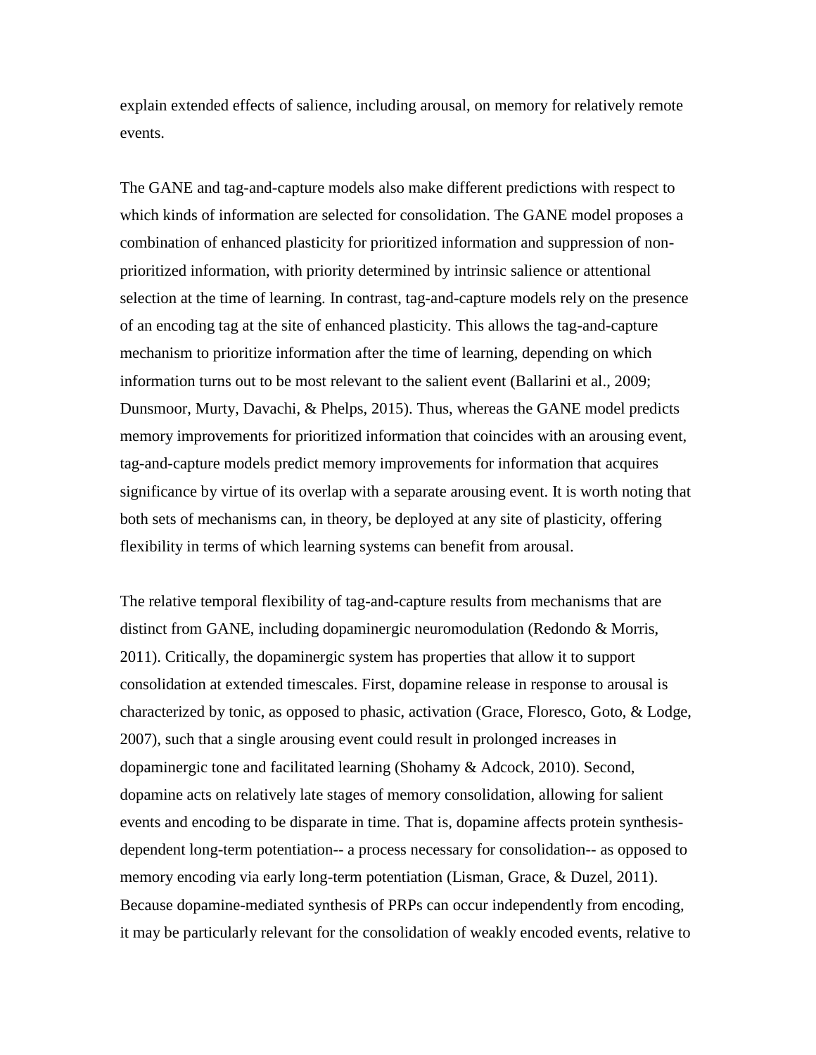explain extended effects of salience, including arousal, on memory for relatively remote events.

The GANE and tag-and-capture models also make different predictions with respect to which kinds of information are selected for consolidation. The GANE model proposes a combination of enhanced plasticity for prioritized information and suppression of non-prioritized information, with priority determined by intrinsic salience or attentional selection at the time of learning. In contrast, tag-and-capture models rely on the presence of an encoding tag at the site of enhanced plasticity. This allows the tag-and-capture mechanism to prioritize information after the time of learning, depending on which information turns out to be most relevant to the salient event (Ballarini et al., 2009; Dunsmoor, Murty, Davachi, & Phelps, 2015). Thus, whereas the GANE model predicts memory improvements for prioritized information that coincides with an arousing event, tag-and-capture models predict memory improvements for information that acquires significance by virtue of its overlap with a separate arousing event. It is worth noting that both sets of mechanisms can, in theory, be deployed at any site of plasticity, offering flexibility in terms of which learning systems can benefit from arousal.

The relative temporal flexibility of tag-and-capture results from mechanisms that are distinct from GANE, including dopaminergic neuromodulation (Redondo & Morris, 2011). Critically, the dopaminergic system has properties that allow it to support consolidation at extended timescales. First, dopamine release in response to arousal is characterized by tonic, as opposed to phasic, activation (Grace, Floresco, Goto, & Lodge, 2007), such that a single arousing event could result in prolonged increases in dopaminergic tone and facilitated learning (Shohamy & Adcock, 2010). Second, dopamine acts on relatively late stages of memory consolidation, allowing for salient events and encoding to be disparate in time. That is, dopamine affects protein synthesis-dependent long-term potentiation-- a process necessary for consolidation-- as opposed to memory encoding via early long-term potentiation (Lisman, Grace, & Duzel, 2011). Because dopamine-mediated synthesis of PRPs can occur independently from encoding, it may be particularly relevant for the consolidation of weakly encoded events, relative to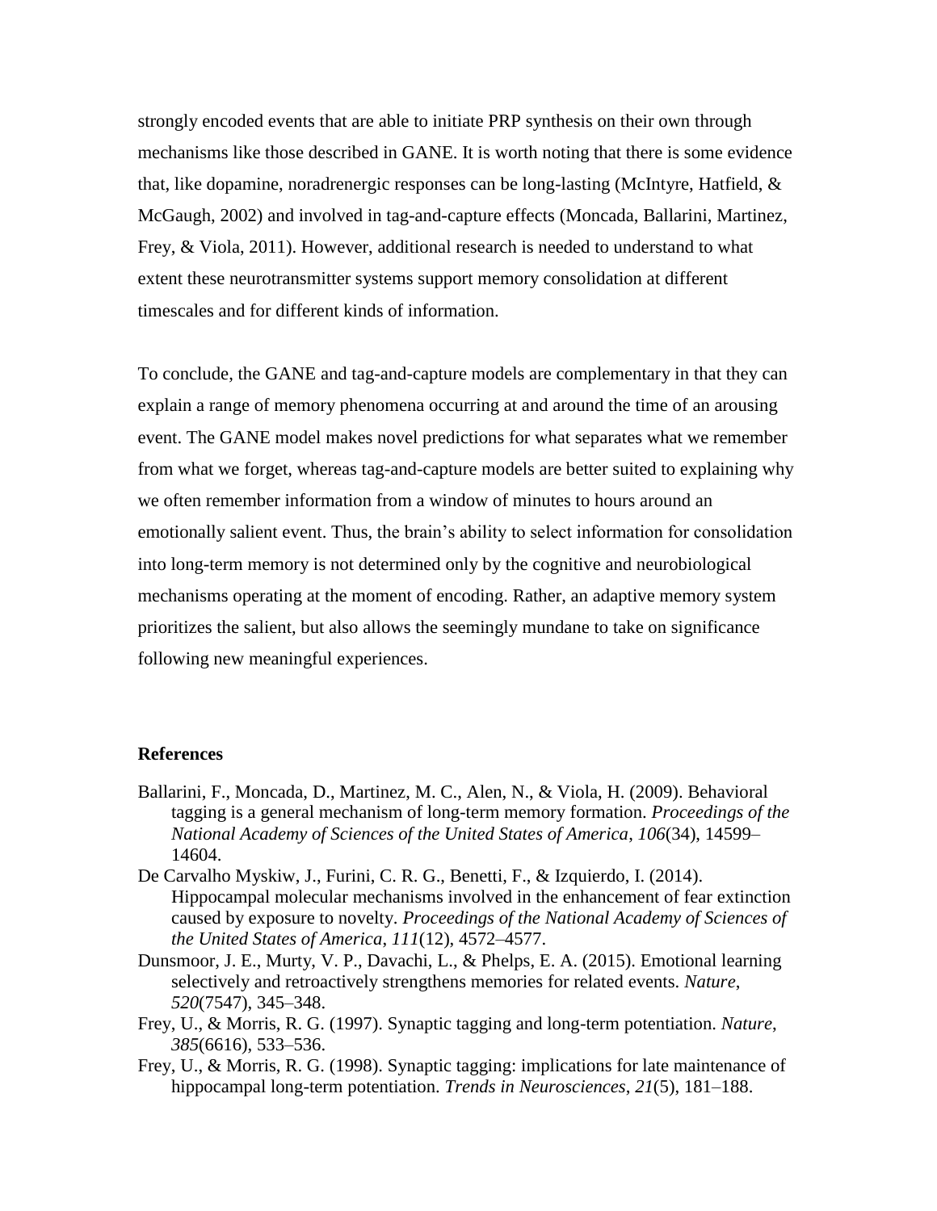strongly encoded events that are able to initiate PRP synthesis on their own through mechanisms like those described in GANE. It is worth noting that there is some evidence that, like dopamine, noradrenergic responses can be long-lasting (McIntyre, Hatfield, & McGaugh, 2002) and involved in tag-and-capture effects (Moncada, Ballarini, Martinez, Frey, & Viola, 2011). However, additional research is needed to understand to what extent these neurotransmitter systems support memory consolidation at different timescales and for different kinds of information.

To conclude, the GANE and tag-and-capture models are complementary in that they can explain a range of memory phenomena occurring at and around the time of an arousing event. The GANE model makes novel predictions for what separates what we remember from what we forget, whereas tag-and-capture models are better suited to explaining why we often remember information from a window of minutes to hours around an emotionally salient event. Thus, the brain's ability to select information for consolidation into long-term memory is not determined only by the cognitive and neurobiological mechanisms operating at the moment of encoding. Rather, an adaptive memory system prioritizes the salient, but also allows the seemingly mundane to take on significance following new meaningful experiences.

## References

Ballarini, F., Moncada, D., Martinez, M. C., Alen, N., & Viola, H. (2009). Behavioral tagging is a general mechanism of long-term memory formation. *Proceedings of the National Academy of Sciences of the United States of America*, *106*(34), 14599–14604.

De Carvalho Myskiw, J., Furini, C. R. G., Benetti, F., & Izquierdo, I. (2014). Hippocampal molecular mechanisms involved in the enhancement of fear extinction caused by exposure to novelty. *Proceedings of the National Academy of Sciences of the United States of America*, *111*(12), 4572–4577.

Dunsmoor, J. E., Murty, V. P., Davachi, L., & Phelps, E. A. (2015). Emotional learning selectively and retroactively strengthens memories for related events. *Nature*, *520*(7547), 345–348.

Frey, U., & Morris, R. G. (1997). Synaptic tagging and long-term potentiation. *Nature*, *385*(6616), 533–536.

Frey, U., & Morris, R. G. (1998). Synaptic tagging: implications for late maintenance of hippocampal long-term potentiation. *Trends in Neurosciences*, *21*(5), 181–188.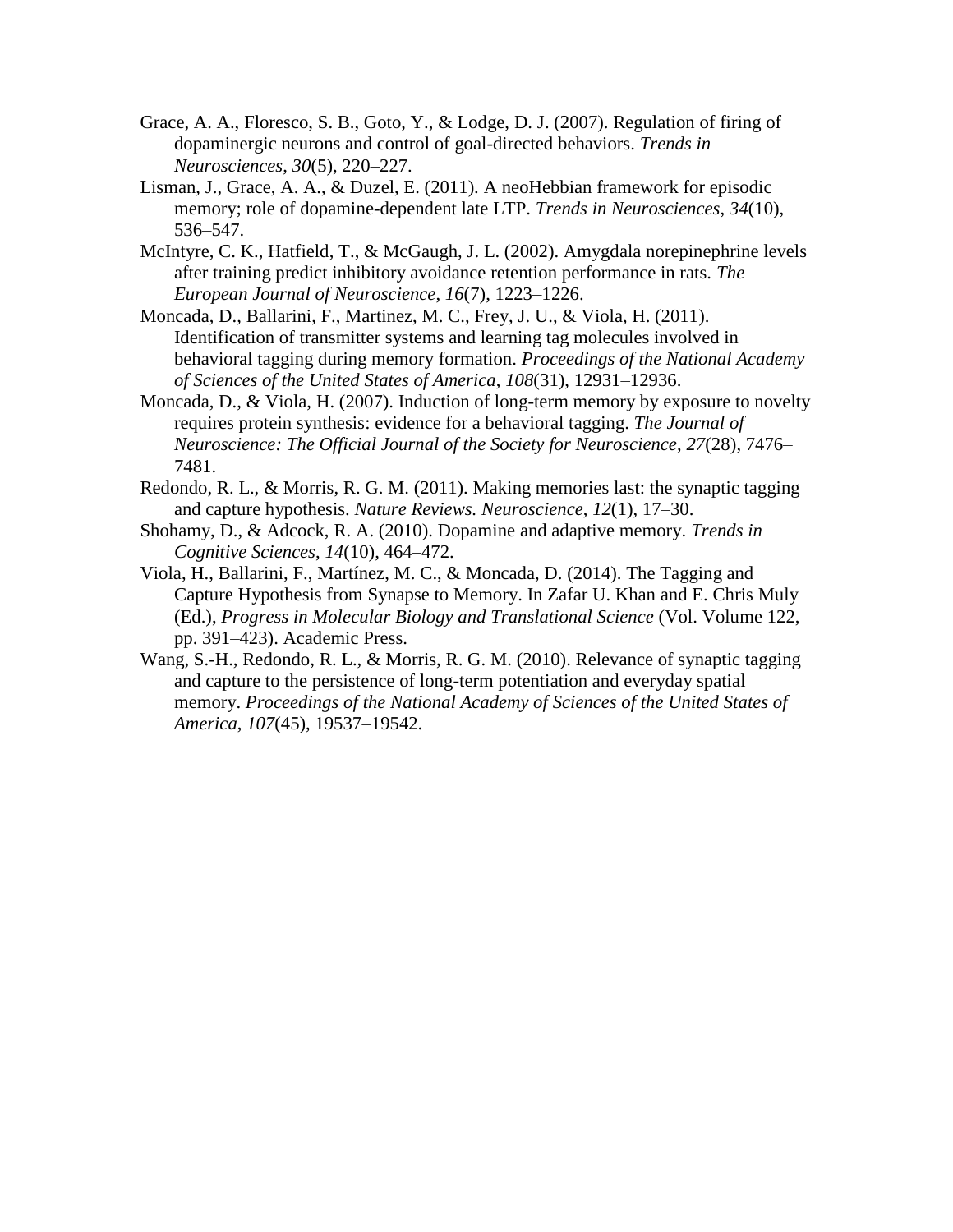Grace, A. A., Floresco, S. B., Goto, Y., & Lodge, D. J. (2007). Regulation of firing of dopaminergic neurons and control of goal-directed behaviors. *Trends in Neurosciences*, *30*(5), 220–227.

Lisman, J., Grace, A. A., & Duzel, E. (2011). A neoHebbian framework for episodic memory; role of dopamine-dependent late LTP. *Trends in Neurosciences*, *34*(10), 536–547.

McIntyre, C. K., Hatfield, T., & McGaugh, J. L. (2002). Amygdala norepinephrine levels after training predict inhibitory avoidance retention performance in rats. *The European Journal of Neuroscience*, *16*(7), 1223–1226.

Moncada, D., Ballarini, F., Martinez, M. C., Frey, J. U., & Viola, H. (2011). Identification of transmitter systems and learning tag molecules involved in behavioral tagging during memory formation. *Proceedings of the National Academy of Sciences of the United States of America*, *108*(31), 12931–12936.

Moncada, D., & Viola, H. (2007). Induction of long-term memory by exposure to novelty requires protein synthesis: evidence for a behavioral tagging. *The Journal of Neuroscience: The Official Journal of the Society for Neuroscience*, *27*(28), 7476–7481.

Redondo, R. L., & Morris, R. G. M. (2011). Making memories last: the synaptic tagging and capture hypothesis. *Nature Reviews. Neuroscience*, *12*(1), 17–30.

Shohamy, D., & Adcock, R. A. (2010). Dopamine and adaptive memory. *Trends in Cognitive Sciences*, *14*(10), 464–472.

Viola, H., Ballarini, F., Martínez, M. C., & Moncada, D. (2014). The Tagging and Capture Hypothesis from Synapse to Memory. In Zafar U. Khan and E. Chris Muly (Ed.), *Progress in Molecular Biology and Translational Science* (Vol. Volume 122, pp. 391–423). Academic Press.

Wang, S.-H., Redondo, R. L., & Morris, R. G. M. (2010). Relevance of synaptic tagging and capture to the persistence of long-term potentiation and everyday spatial memory. *Proceedings of the National Academy of Sciences of the United States of America*, *107*(45), 19537–19542.